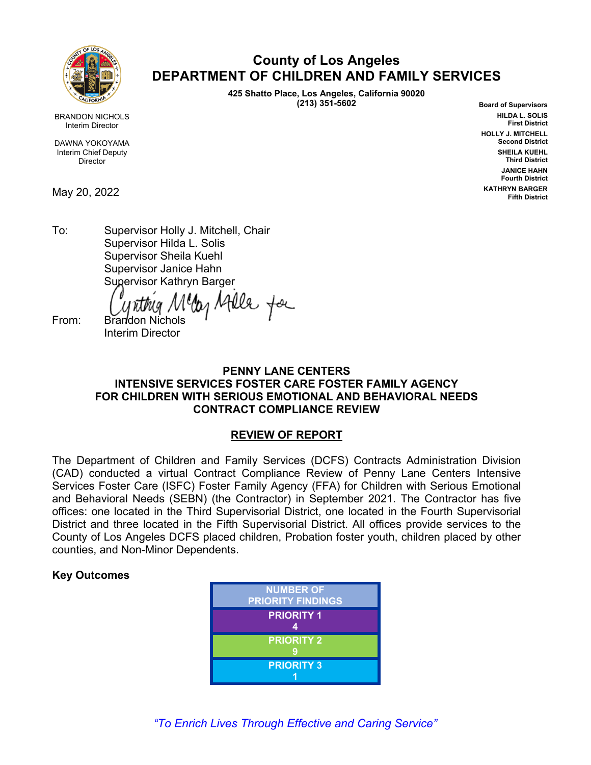# County of Los Angeles
# DEPARTMENT OF CHILDREN AND FAMILY SERVICES

**425 Shatto Place, Los Angeles, California 90020**
**(213) 351-5602**

BRANDON NICHOLS
Interim Director

DAWNA YOKOYAMA
Interim Chief Deputy Director

**Board of Supervisors**
**HILDA L. SOLIS**
**First District**
**HOLLY J. MITCHELL**
**Second District**
**SHEILA KUEHL**
**Third District**
**JANICE HAHN**
**Fourth District**
**KATHRYN BARGER**
**Fifth District**

May 20, 2022

To: Supervisor Holly J. Mitchell, Chair
Supervisor Hilda L. Solis
Supervisor Sheila Kuehl
Supervisor Janice Hahn
Supervisor Kathryn Barger

From: Brandon Nichols
Interim Director

**PENNY LANE CENTERS**
**INTENSIVE SERVICES FOSTER CARE FOSTER FAMILY AGENCY**
**FOR CHILDREN WITH SERIOUS EMOTIONAL AND BEHAVIORAL NEEDS**
**CONTRACT COMPLIANCE REVIEW**

**REVIEW OF REPORT**

The Department of Children and Family Services (DCFS) Contracts Administration Division (CAD) conducted a virtual Contract Compliance Review of Penny Lane Centers Intensive Services Foster Care (ISFC) Foster Family Agency (FFA) for Children with Serious Emotional and Behavioral Needs (SEBN) (the Contractor) in September 2021. The Contractor has five offices: one located in the Third Supervisorial District, one located in the Fourth Supervisorial District and three located in the Fifth Supervisorial District. All offices provide services to the County of Los Angeles DCFS placed children, Probation foster youth, children placed by other counties, and Non-Minor Dependents.

**Key Outcomes**

| NUMBER OF PRIORITY FINDINGS |
|---|
| PRIORITY 1<br>4 |
| PRIORITY 2<br>9 |
| PRIORITY 3<br>1 |

*"To Enrich Lives Through Effective and Caring Service"*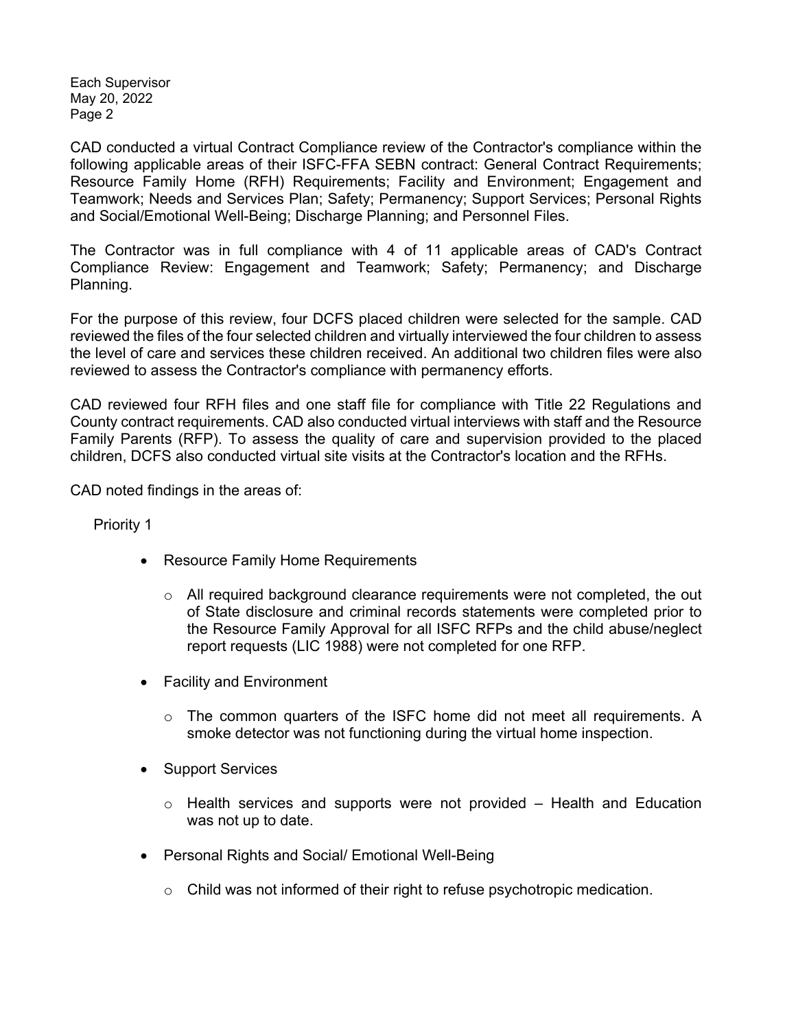CAD conducted a virtual Contract Compliance review of the Contractor's compliance within the following applicable areas of their ISFC-FFA SEBN contract: General Contract Requirements; Resource Family Home (RFH) Requirements; Facility and Environment; Engagement and Teamwork; Needs and Services Plan; Safety; Permanency; Support Services; Personal Rights and Social/Emotional Well-Being; Discharge Planning; and Personnel Files.

The Contractor was in full compliance with 4 of 11 applicable areas of CAD's Contract Compliance Review: Engagement and Teamwork; Safety; Permanency; and Discharge Planning.

For the purpose of this review, four DCFS placed children were selected for the sample. CAD reviewed the files of the four selected children and virtually interviewed the four children to assess the level of care and services these children received. An additional two children files were also reviewed to assess the Contractor's compliance with permanency efforts.

CAD reviewed four RFH files and one staff file for compliance with Title 22 Regulations and County contract requirements. CAD also conducted virtual interviews with staff and the Resource Family Parents (RFP). To assess the quality of care and supervision provided to the placed children, DCFS also conducted virtual site visits at the Contractor's location and the RFHs.

CAD noted findings in the areas of:

Priority 1

- Resource Family Home Requirements
  - All required background clearance requirements were not completed, the out of State disclosure and criminal records statements were completed prior to the Resource Family Approval for all ISFC RFPs and the child abuse/neglect report requests (LIC 1988) were not completed for one RFP.
- Facility and Environment
  - The common quarters of the ISFC home did not meet all requirements. A smoke detector was not functioning during the virtual home inspection.
- Support Services
  - Health services and supports were not provided – Health and Education was not up to date.
- Personal Rights and Social/ Emotional Well-Being
  - Child was not informed of their right to refuse psychotropic medication.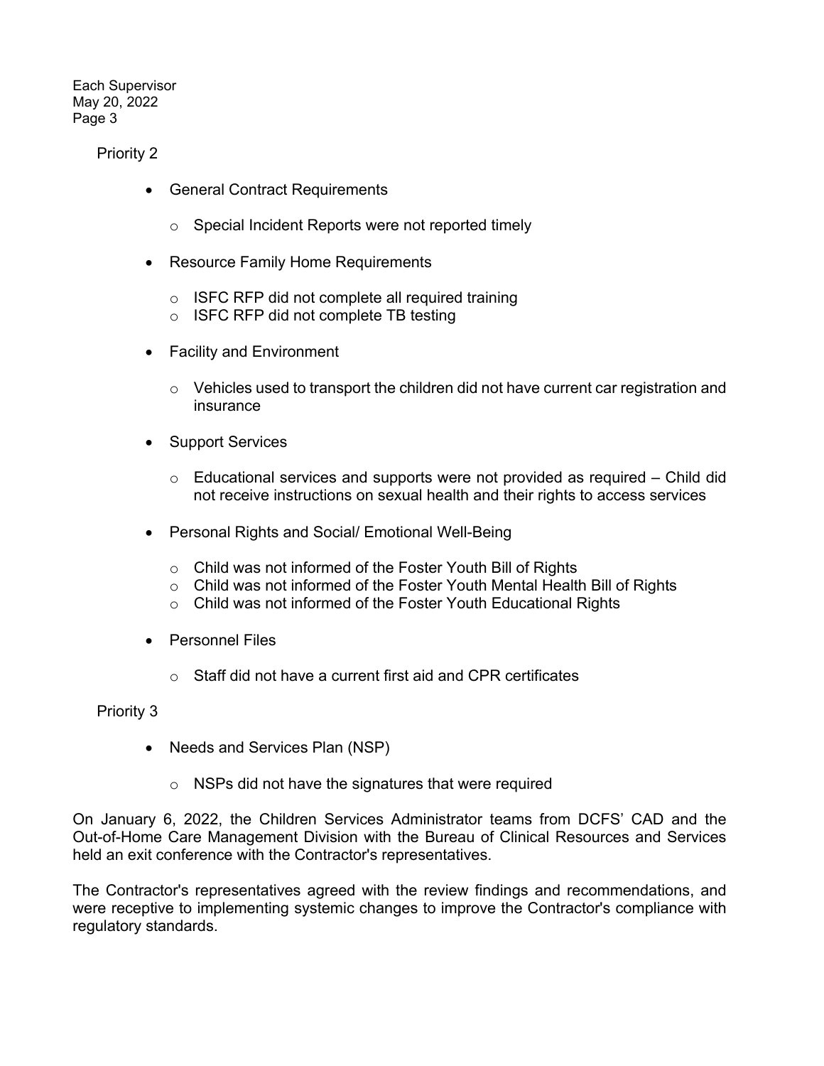Priority 2

- General Contract Requirements
    - Special Incident Reports were not reported timely
- Resource Family Home Requirements
    - ISFC RFP did not complete all required training
    - ISFC RFP did not complete TB testing
- Facility and Environment
    - Vehicles used to transport the children did not have current car registration and insurance
- Support Services
    - Educational services and supports were not provided as required – Child did not receive instructions on sexual health and their rights to access services
- Personal Rights and Social/ Emotional Well-Being
    - Child was not informed of the Foster Youth Bill of Rights
    - Child was not informed of the Foster Youth Mental Health Bill of Rights
    - Child was not informed of the Foster Youth Educational Rights
- Personnel Files
    - Staff did not have a current first aid and CPR certificates

Priority 3

- Needs and Services Plan (NSP)
    - NSPs did not have the signatures that were required

On January 6, 2022, the Children Services Administrator teams from DCFS' CAD and the Out-of-Home Care Management Division with the Bureau of Clinical Resources and Services held an exit conference with the Contractor's representatives.

The Contractor's representatives agreed with the review findings and recommendations, and were receptive to implementing systemic changes to improve the Contractor's compliance with regulatory standards.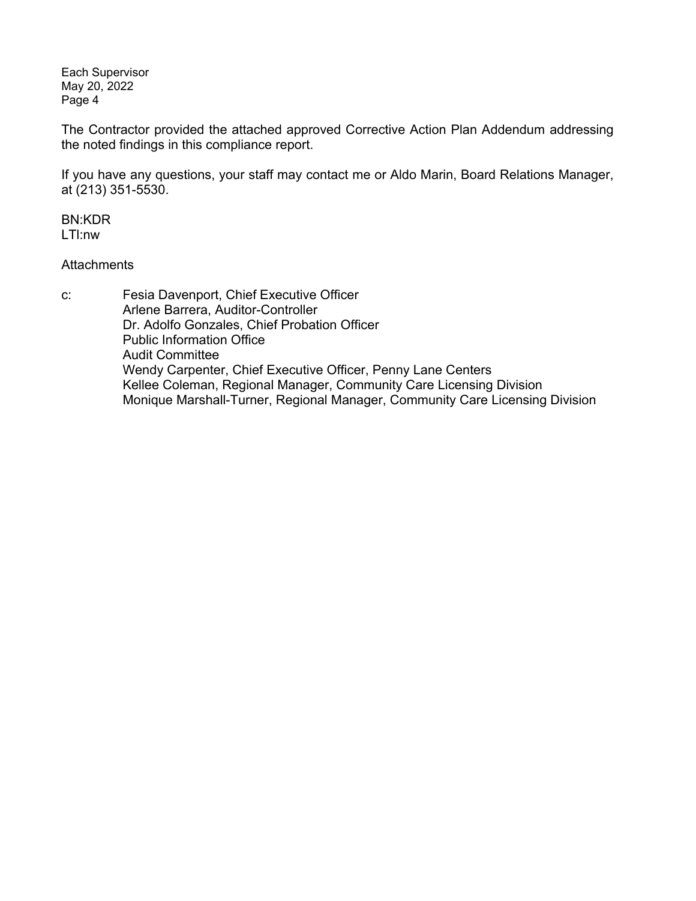The Contractor provided the attached approved Corrective Action Plan Addendum addressing the noted findings in this compliance report.

If you have any questions, your staff may contact me or Aldo Marin, Board Relations Manager, at (213) 351-5530.

BN:KDR
LTI:nw

Attachments

c: Fesia Davenport, Chief Executive Officer
Arlene Barrera, Auditor-Controller
Dr. Adolfo Gonzales, Chief Probation Officer
Public Information Office
Audit Committee
Wendy Carpenter, Chief Executive Officer, Penny Lane Centers
Kellee Coleman, Regional Manager, Community Care Licensing Division
Monique Marshall-Turner, Regional Manager, Community Care Licensing Division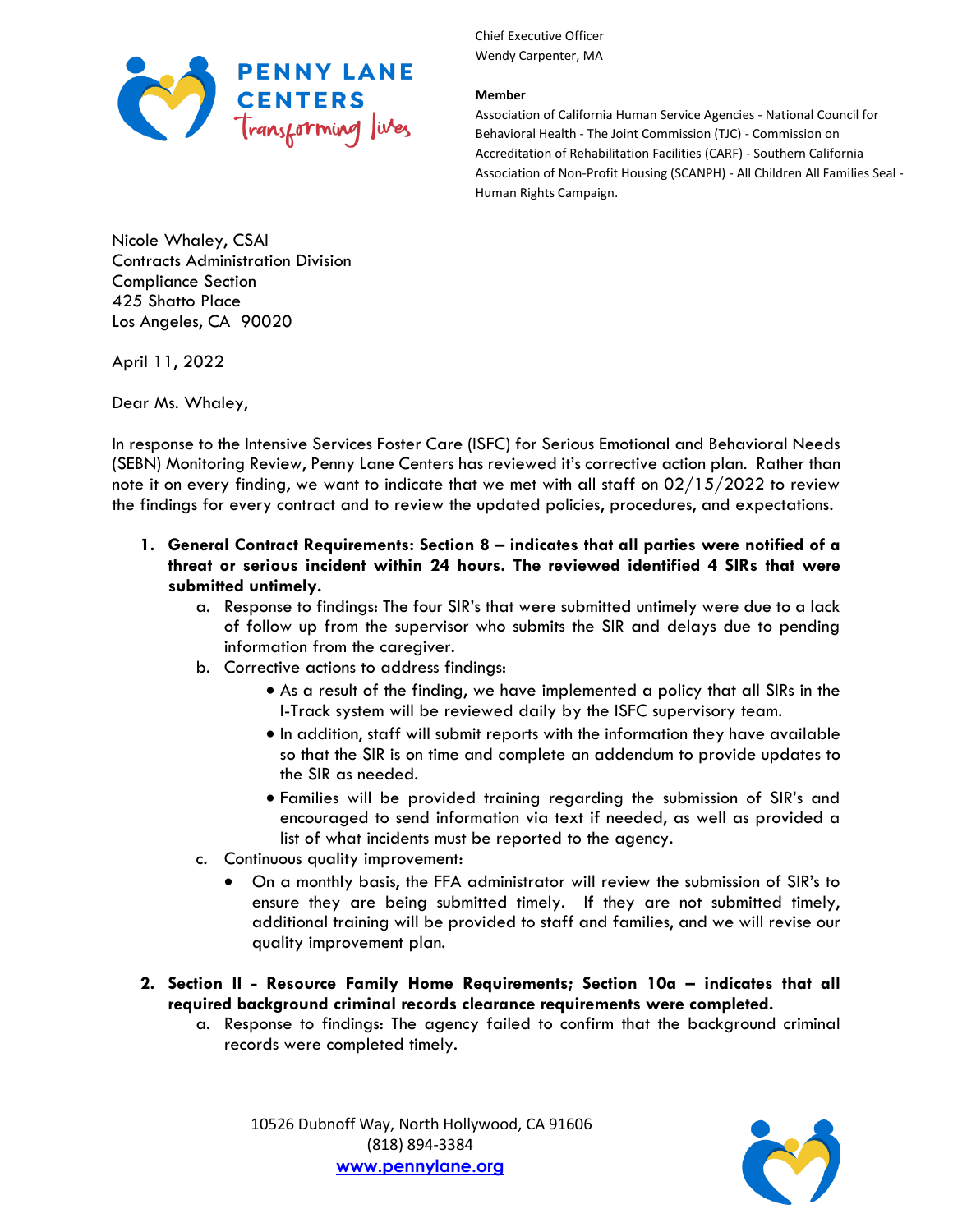**PENNY LANE CENTERS**
*transforming lives*

Chief Executive Officer
Wendy Carpenter, MA

**Member**
Association of California Human Service Agencies - National Council for Behavioral Health - The Joint Commission (TJC) - Commission on Accreditation of Rehabilitation Facilities (CARF) - Southern California Association of Non-Profit Housing (SCANPH) - All Children All Families Seal - Human Rights Campaign.

Nicole Whaley, CSAI
Contracts Administration Division
Compliance Section
425 Shatto Place
Los Angeles, CA 90020

April 11, 2022

Dear Ms. Whaley,

In response to the Intensive Services Foster Care (ISFC) for Serious Emotional and Behavioral Needs (SEBN) Monitoring Review, Penny Lane Centers has reviewed it's corrective action plan. Rather than note it on every finding, we want to indicate that we met with all staff on 02/15/2022 to review the findings for every contract and to review the updated policies, procedures, and expectations.

1. **General Contract Requirements: Section 8 – indicates that all parties were notified of a threat or serious incident within 24 hours. The reviewed identified 4 SIRs that were submitted untimely.**
   a. Response to findings: The four SIR's that were submitted untimely were due to a lack of follow up from the supervisor who submits the SIR and delays due to pending information from the caregiver.
   b. Corrective actions to address findings:
      - As a result of the finding, we have implemented a policy that all SIRs in the I-Track system will be reviewed daily by the ISFC supervisory team.
      - In addition, staff will submit reports with the information they have available so that the SIR is on time and complete an addendum to provide updates to the SIR as needed.
      - Families will be provided training regarding the submission of SIR's and encouraged to send information via text if needed, as well as provided a list of what incidents must be reported to the agency.
   c. Continuous quality improvement:
      - On a monthly basis, the FFA administrator will review the submission of SIR's to ensure they are being submitted timely. If they are not submitted timely, additional training will be provided to staff and families, and we will revise our quality improvement plan.

2. **Section II - Resource Family Home Requirements; Section 10a – indicates that all required background criminal records clearance requirements were completed.**
   a. Response to findings: The agency failed to confirm that the background criminal records were completed timely.

10526 Dubnoff Way, North Hollywood, CA 91606
(818) 894-3384
www.pennylane.org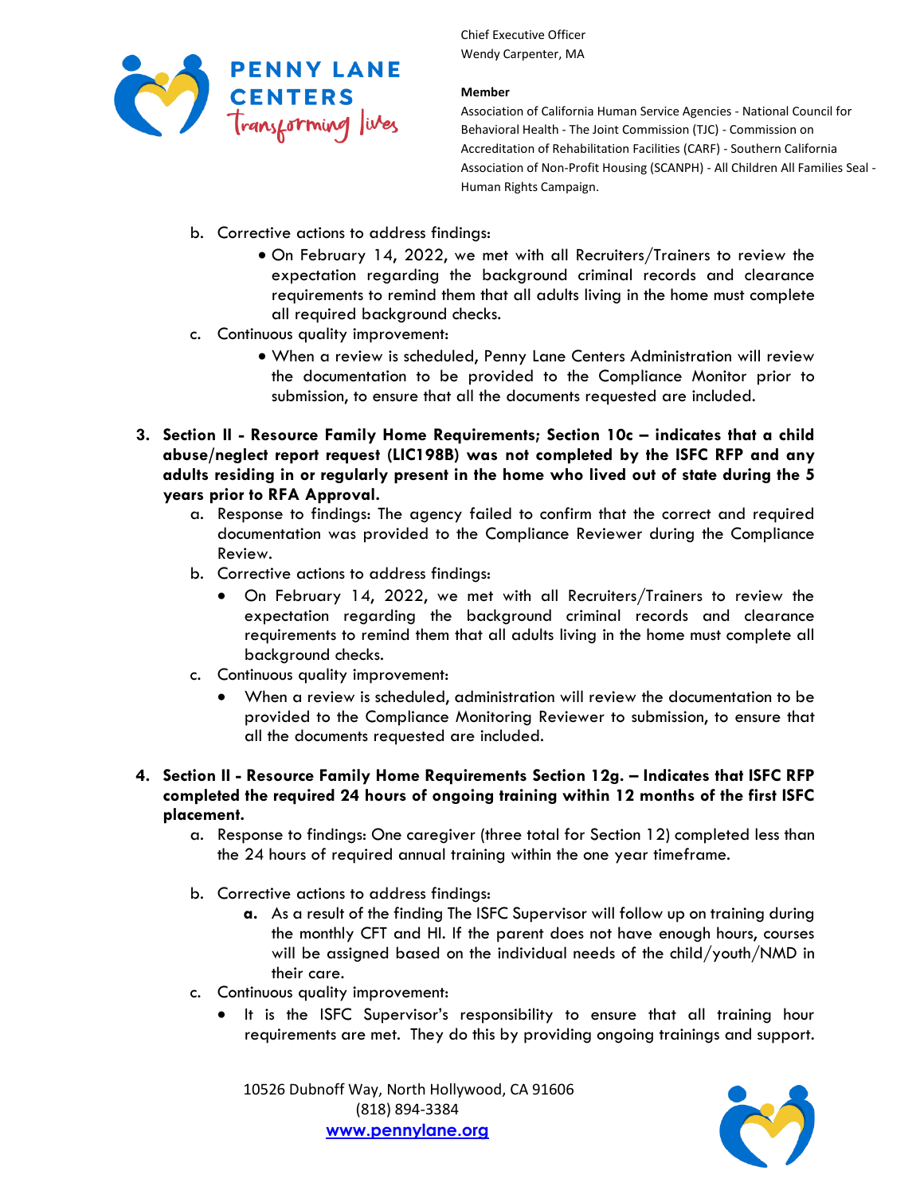b. Corrective actions to address findings:
   - On February 14, 2022, we met with all Recruiters/Trainers to review the expectation regarding the background criminal records and clearance requirements to remind them that all adults living in the home must complete all required background checks.

c. Continuous quality improvement:
   - When a review is scheduled, Penny Lane Centers Administration will review the documentation to be provided to the Compliance Monitor prior to submission, to ensure that all the documents requested are included.

3. **Section II - Resource Family Home Requirements; Section 10c – indicates that a child abuse/neglect report request (LIC198B) was not completed by the ISFC RFP and any adults residing in or regularly present in the home who lived out of state during the 5 years prior to RFA Approval.**
   a. Response to findings: The agency failed to confirm that the correct and required documentation was provided to the Compliance Reviewer during the Compliance Review.
   b. Corrective actions to address findings:
      - On February 14, 2022, we met with all Recruiters/Trainers to review the expectation regarding the background criminal records and clearance requirements to remind them that all adults living in the home must complete all background checks.
   c. Continuous quality improvement:
      - When a review is scheduled, administration will review the documentation to be provided to the Compliance Monitoring Reviewer to submission, to ensure that all the documents requested are included.

4. **Section II - Resource Family Home Requirements Section 12g. – Indicates that ISFC RFP completed the required 24 hours of ongoing training within 12 months of the first ISFC placement.**
   a. Response to findings: One caregiver (three total for Section 12) completed less than the 24 hours of required annual training within the one year timeframe.
   b. Corrective actions to address findings:
      **a.** As a result of the finding The ISFC Supervisor will follow up on training during the monthly CFT and HI. If the parent does not have enough hours, courses will be assigned based on the individual needs of the child/youth/NMD in their care.
   c. Continuous quality improvement:
      - It is the ISFC Supervisor's responsibility to ensure that all training hour requirements are met. They do this by providing ongoing trainings and support.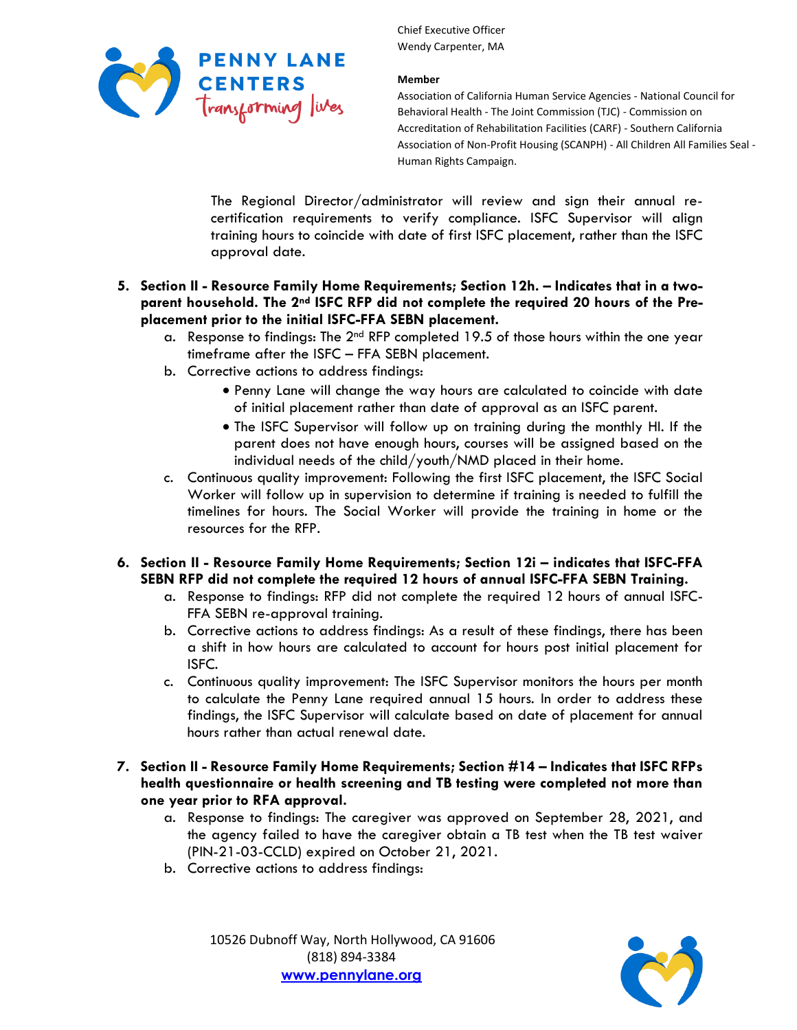The Regional Director/administrator will review and sign their annual re-certification requirements to verify compliance. ISFC Supervisor will align training hours to coincide with date of first ISFC placement, rather than the ISFC approval date.

5. **Section II - Resource Family Home Requirements; Section 12h. – Indicates that in a two-parent household. The 2nd ISFC RFP did not complete the required 20 hours of the Pre-placement prior to the initial ISFC-FFA SEBN placement.**
   a. Response to findings: The 2nd RFP completed 19.5 of those hours within the one year timeframe after the ISFC – FFA SEBN placement.
   b. Corrective actions to address findings:
      - Penny Lane will change the way hours are calculated to coincide with date of initial placement rather than date of approval as an ISFC parent.
      - The ISFC Supervisor will follow up on training during the monthly HI. If the parent does not have enough hours, courses will be assigned based on the individual needs of the child/youth/NMD placed in their home.
   c. Continuous quality improvement: Following the first ISFC placement, the ISFC Social Worker will follow up in supervision to determine if training is needed to fulfill the timelines for hours. The Social Worker will provide the training in home or the resources for the RFP.

6. **Section II - Resource Family Home Requirements; Section 12i – indicates that ISFC-FFA SEBN RFP did not complete the required 12 hours of annual ISFC-FFA SEBN Training.**
   a. Response to findings: RFP did not complete the required 12 hours of annual ISFC-FFA SEBN re-approval training.
   b. Corrective actions to address findings: As a result of these findings, there has been a shift in how hours are calculated to account for hours post initial placement for ISFC.
   c. Continuous quality improvement: The ISFC Supervisor monitors the hours per month to calculate the Penny Lane required annual 15 hours. In order to address these findings, the ISFC Supervisor will calculate based on date of placement for annual hours rather than actual renewal date.

7. **Section II - Resource Family Home Requirements; Section #14 – Indicates that ISFC RFPs health questionnaire or health screening and TB testing were completed not more than one year prior to RFA approval.**
   a. Response to findings: The caregiver was approved on September 28, 2021, and the agency failed to have the caregiver obtain a TB test when the TB test waiver (PIN-21-03-CCLD) expired on October 21, 2021.
   b. Corrective actions to address findings: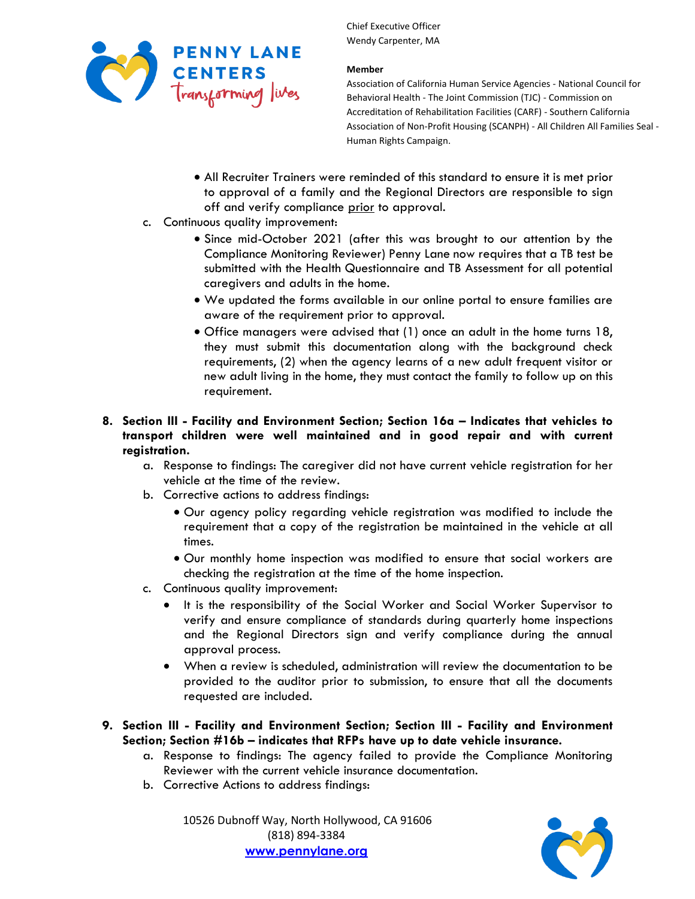- All Recruiter Trainers were reminded of this standard to ensure it is met prior to approval of a family and the Regional Directors are responsible to sign off and verify compliance prior to approval.

c. Continuous quality improvement:
   - Since mid-October 2021 (after this was brought to our attention by the Compliance Monitoring Reviewer) Penny Lane now requires that a TB test be submitted with the Health Questionnaire and TB Assessment for all potential caregivers and adults in the home.
   - We updated the forms available in our online portal to ensure families are aware of the requirement prior to approval.
   - Office managers were advised that (1) once an adult in the home turns 18, they must submit this documentation along with the background check requirements, (2) when the agency learns of a new adult frequent visitor or new adult living in the home, they must contact the family to follow up on this requirement.

8. **Section III - Facility and Environment Section; Section 16a – Indicates that vehicles to transport children were well maintained and in good repair and with current registration.**
   a. Response to findings: The caregiver did not have current vehicle registration for her vehicle at the time of the review.
   b. Corrective actions to address findings:
      - Our agency policy regarding vehicle registration was modified to include the requirement that a copy of the registration be maintained in the vehicle at all times.
      - Our monthly home inspection was modified to ensure that social workers are checking the registration at the time of the home inspection.
   c. Continuous quality improvement:
      - It is the responsibility of the Social Worker and Social Worker Supervisor to verify and ensure compliance of standards during quarterly home inspections and the Regional Directors sign and verify compliance during the annual approval process.
      - When a review is scheduled, administration will review the documentation to be provided to the auditor prior to submission, to ensure that all the documents requested are included.

9. **Section III - Facility and Environment Section; Section III - Facility and Environment Section; Section #16b – indicates that RFPs have up to date vehicle insurance.**
   a. Response to findings: The agency failed to provide the Compliance Monitoring Reviewer with the current vehicle insurance documentation.
   b. Corrective Actions to address findings: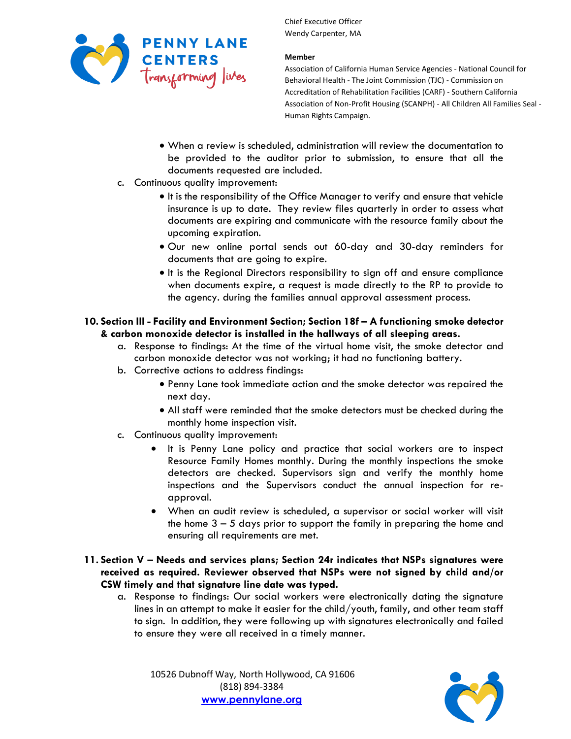- When a review is scheduled, administration will review the documentation to be provided to the auditor prior to submission, to ensure that all the documents requested are included.

c. Continuous quality improvement:
   - It is the responsibility of the Office Manager to verify and ensure that vehicle insurance is up to date. They review files quarterly in order to assess what documents are expiring and communicate with the resource family about the upcoming expiration.
   - Our new online portal sends out 60-day and 30-day reminders for documents that are going to expire.
   - It is the Regional Directors responsibility to sign off and ensure compliance when documents expire, a request is made directly to the RP to provide to the agency. during the families annual approval assessment process.

**10. Section III - Facility and Environment Section; Section 18f – A functioning smoke detector & carbon monoxide detector is installed in the hallways of all sleeping areas.**

a. Response to findings: At the time of the virtual home visit, the smoke detector and carbon monoxide detector was not working; it had no functioning battery.

b. Corrective actions to address findings:
   - Penny Lane took immediate action and the smoke detector was repaired the next day.
   - All staff were reminded that the smoke detectors must be checked during the monthly home inspection visit.

c. Continuous quality improvement:
   - It is Penny Lane policy and practice that social workers are to inspect Resource Family Homes monthly. During the monthly inspections the smoke detectors are checked. Supervisors sign and verify the monthly home inspections and the Supervisors conduct the annual inspection for re-approval.
   - When an audit review is scheduled, a supervisor or social worker will visit the home 3 – 5 days prior to support the family in preparing the home and ensuring all requirements are met.

**11. Section V – Needs and services plans; Section 24r indicates that NSPs signatures were received as required. Reviewer observed that NSPs were not signed by child and/or CSW timely and that signature line date was typed.**

a. Response to findings: Our social workers were electronically dating the signature lines in an attempt to make it easier for the child/youth, family, and other team staff to sign. In addition, they were following up with signatures electronically and failed to ensure they were all received in a timely manner.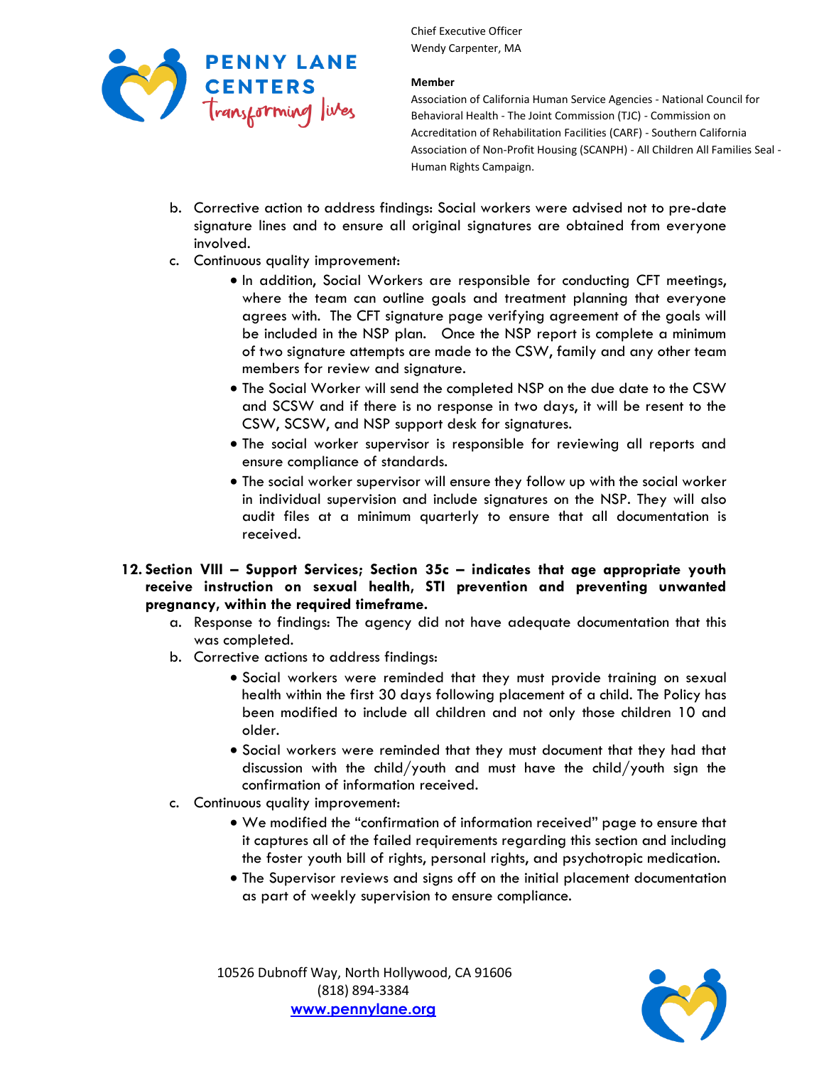b. Corrective action to address findings: Social workers were advised not to pre-date signature lines and to ensure all original signatures are obtained from everyone involved.

c. Continuous quality improvement:
   - In addition, Social Workers are responsible for conducting CFT meetings, where the team can outline goals and treatment planning that everyone agrees with. The CFT signature page verifying agreement of the goals will be included in the NSP plan. Once the NSP report is complete a minimum of two signature attempts are made to the CSW, family and any other team members for review and signature.
   - The Social Worker will send the completed NSP on the due date to the CSW and SCSW and if there is no response in two days, it will be resent to the CSW, SCSW, and NSP support desk for signatures.
   - The social worker supervisor is responsible for reviewing all reports and ensure compliance of standards.
   - The social worker supervisor will ensure they follow up with the social worker in individual supervision and include signatures on the NSP. They will also audit files at a minimum quarterly to ensure that all documentation is received.

**12. Section VIII – Support Services; Section 35c – indicates that age appropriate youth receive instruction on sexual health, STI prevention and preventing unwanted pregnancy, within the required timeframe.**

a. Response to findings: The agency did not have adequate documentation that this was completed.

b. Corrective actions to address findings:
   - Social workers were reminded that they must provide training on sexual health within the first 30 days following placement of a child. The Policy has been modified to include all children and not only those children 10 and older.
   - Social workers were reminded that they must document that they had that discussion with the child/youth and must have the child/youth sign the confirmation of information received.

c. Continuous quality improvement:
   - We modified the "confirmation of information received" page to ensure that it captures all of the failed requirements regarding this section and including the foster youth bill of rights, personal rights, and psychotropic medication.
   - The Supervisor reviews and signs off on the initial placement documentation as part of weekly supervision to ensure compliance.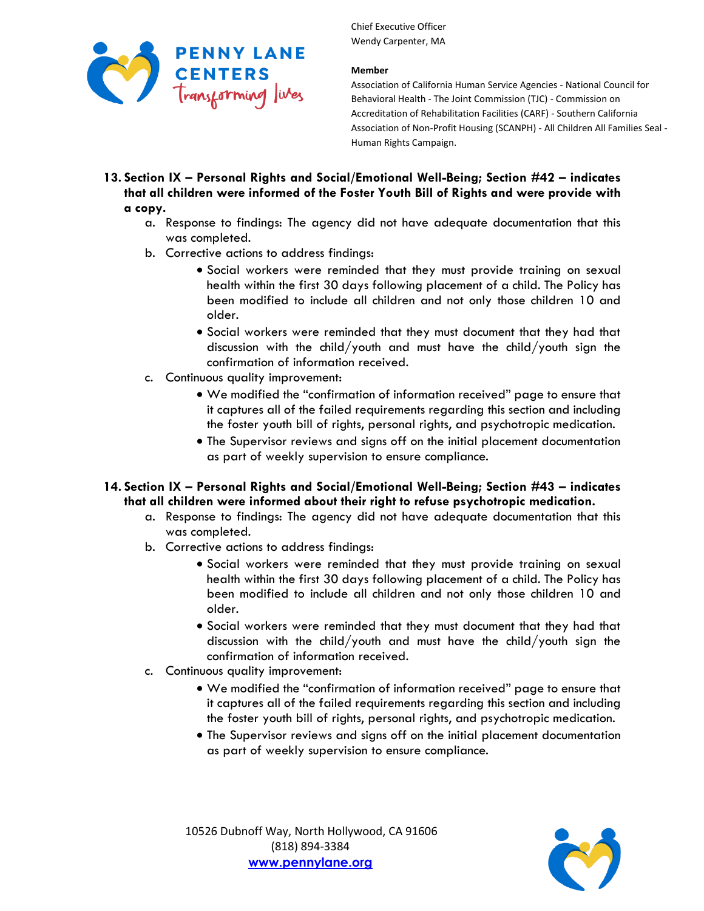13. **Section IX – Personal Rights and Social/Emotional Well-Being; Section #42 – indicates that all children were informed of the Foster Youth Bill of Rights and were provide with a copy.**
    a. Response to findings: The agency did not have adequate documentation that this was completed.
    b. Corrective actions to address findings:
        - Social workers were reminded that they must provide training on sexual health within the first 30 days following placement of a child. The Policy has been modified to include all children and not only those children 10 and older.
        - Social workers were reminded that they must document that they had that discussion with the child/youth and must have the child/youth sign the confirmation of information received.
    c. Continuous quality improvement:
        - We modified the "confirmation of information received" page to ensure that it captures all of the failed requirements regarding this section and including the foster youth bill of rights, personal rights, and psychotropic medication.
        - The Supervisor reviews and signs off on the initial placement documentation as part of weekly supervision to ensure compliance.

14. **Section IX – Personal Rights and Social/Emotional Well-Being; Section #43 – indicates that all children were informed about their right to refuse psychotropic medication.**
    a. Response to findings: The agency did not have adequate documentation that this was completed.
    b. Corrective actions to address findings:
        - Social workers were reminded that they must provide training on sexual health within the first 30 days following placement of a child. The Policy has been modified to include all children and not only those children 10 and older.
        - Social workers were reminded that they must document that they had that discussion with the child/youth and must have the child/youth sign the confirmation of information received.
    c. Continuous quality improvement:
        - We modified the "confirmation of information received" page to ensure that it captures all of the failed requirements regarding this section and including the foster youth bill of rights, personal rights, and psychotropic medication.
        - The Supervisor reviews and signs off on the initial placement documentation as part of weekly supervision to ensure compliance.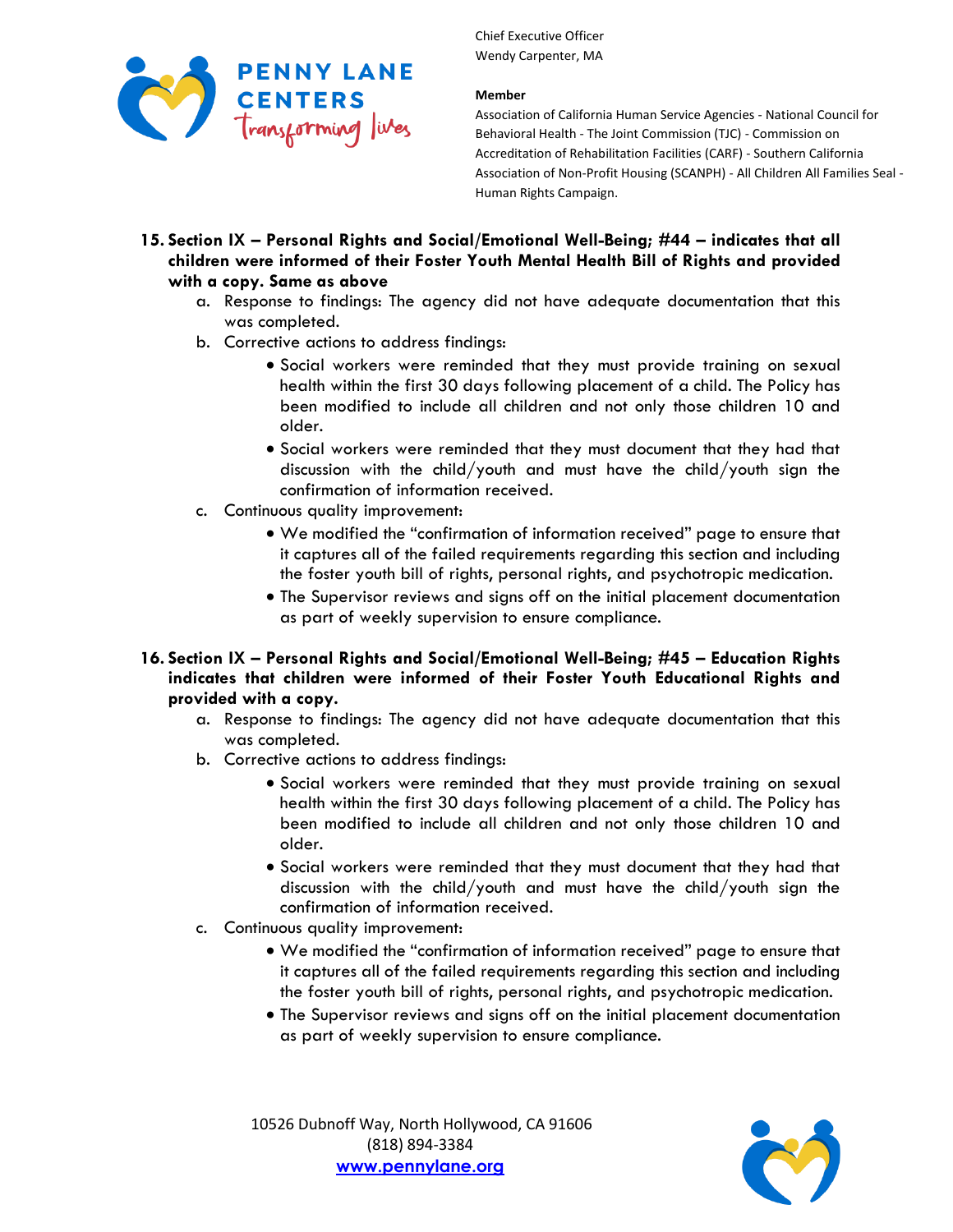15. **Section IX – Personal Rights and Social/Emotional Well-Being; #44 – indicates that all children were informed of their Foster Youth Mental Health Bill of Rights and provided with a copy. Same as above**
    a. Response to findings: The agency did not have adequate documentation that this was completed.
    b. Corrective actions to address findings:
        - Social workers were reminded that they must provide training on sexual health within the first 30 days following placement of a child. The Policy has been modified to include all children and not only those children 10 and older.
        - Social workers were reminded that they must document that they had that discussion with the child/youth and must have the child/youth sign the confirmation of information received.
    c. Continuous quality improvement:
        - We modified the "confirmation of information received" page to ensure that it captures all of the failed requirements regarding this section and including the foster youth bill of rights, personal rights, and psychotropic medication.
        - The Supervisor reviews and signs off on the initial placement documentation as part of weekly supervision to ensure compliance.

16. **Section IX – Personal Rights and Social/Emotional Well-Being; #45 – Education Rights indicates that children were informed of their Foster Youth Educational Rights and provided with a copy.**
    a. Response to findings: The agency did not have adequate documentation that this was completed.
    b. Corrective actions to address findings:
        - Social workers were reminded that they must provide training on sexual health within the first 30 days following placement of a child. The Policy has been modified to include all children and not only those children 10 and older.
        - Social workers were reminded that they must document that they had that discussion with the child/youth and must have the child/youth sign the confirmation of information received.
    c. Continuous quality improvement:
        - We modified the "confirmation of information received" page to ensure that it captures all of the failed requirements regarding this section and including the foster youth bill of rights, personal rights, and psychotropic medication.
        - The Supervisor reviews and signs off on the initial placement documentation as part of weekly supervision to ensure compliance.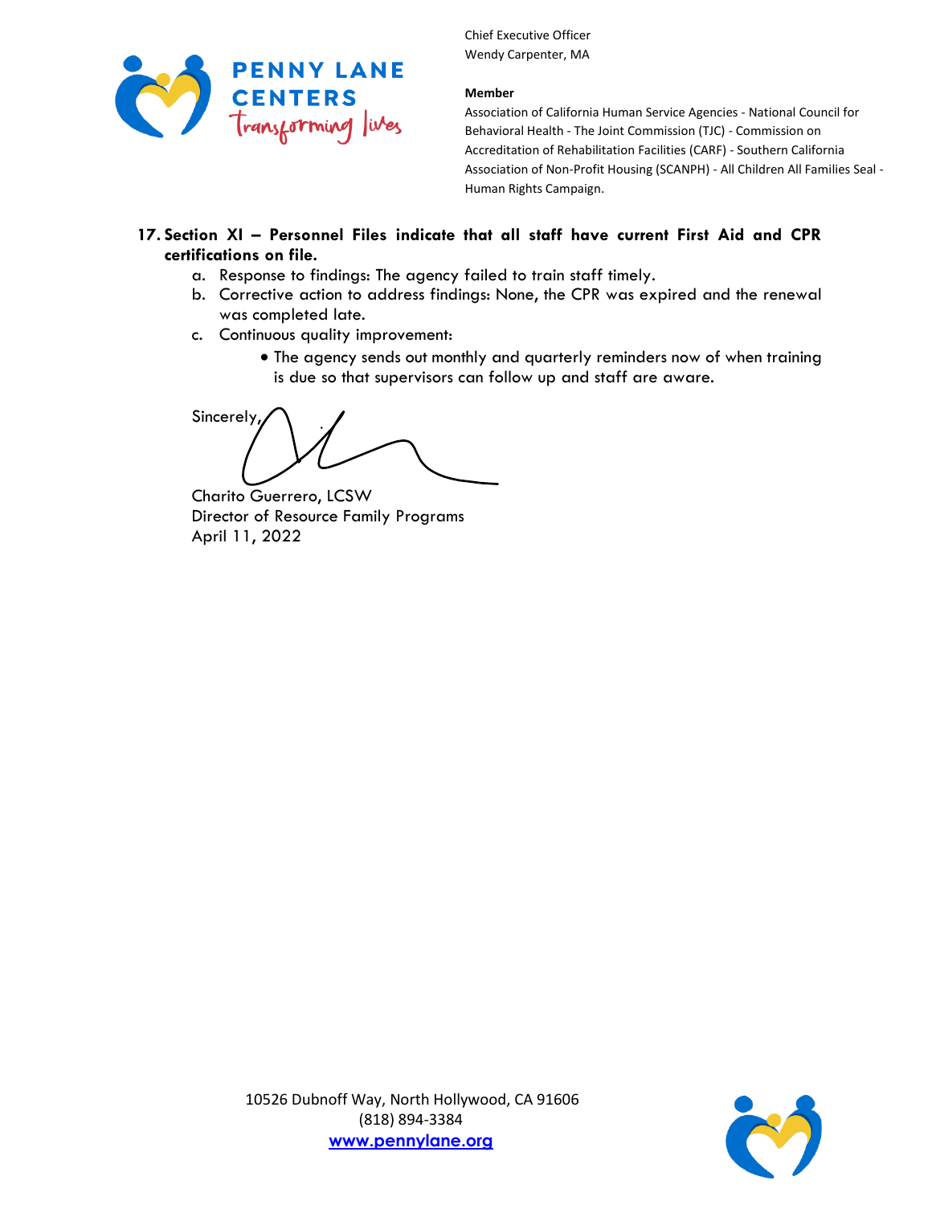Chief Executive Officer
Wendy Carpenter, MA

**Member**
Association of California Human Service Agencies - National Council for Behavioral Health - The Joint Commission (TJC) - Commission on Accreditation of Rehabilitation Facilities (CARF) - Southern California Association of Non-Profit Housing (SCANPH) - All Children All Families Seal - Human Rights Campaign.

**17. Section XI – Personnel Files indicate that all staff have current First Aid and CPR certifications on file.**

a. Response to findings: The agency failed to train staff timely.
b. Corrective action to address findings: None, the CPR was expired and the renewal was completed late.
c. Continuous quality improvement:
   - The agency sends out monthly and quarterly reminders now of when training is due so that supervisors can follow up and staff are aware.

Sincerely,

Charito Guerrero, LCSW
Director of Resource Family Programs
April 11, 2022

10526 Dubnoff Way, North Hollywood, CA 91606
(818) 894-3384
www.pennylane.org